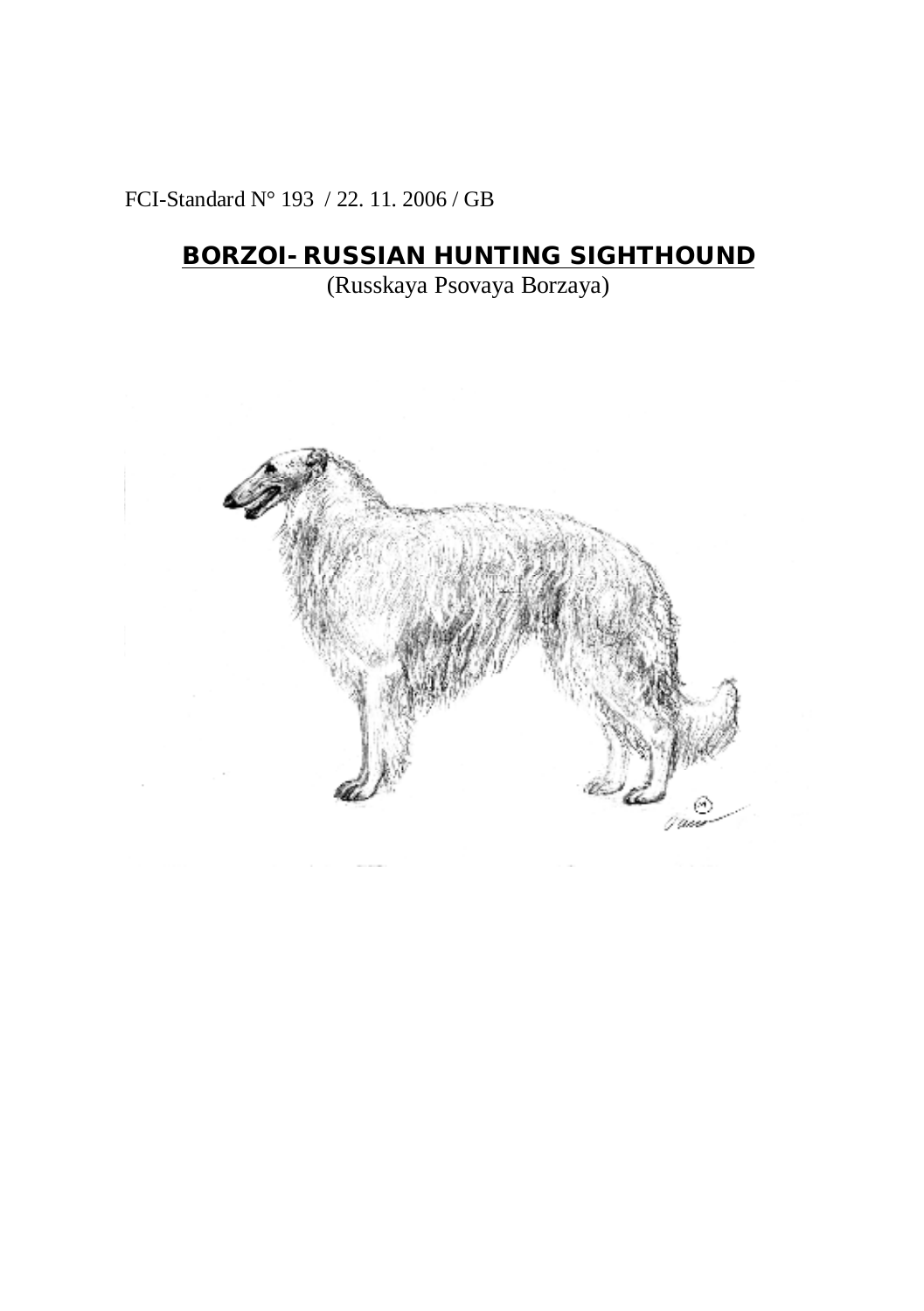FCI-Standard N° 193 / 22. 11. 2006 / GB

# BORZOI- RUSSIAN HUNTING SIGHTHOUND

(Russkaya Psovaya Borzaya)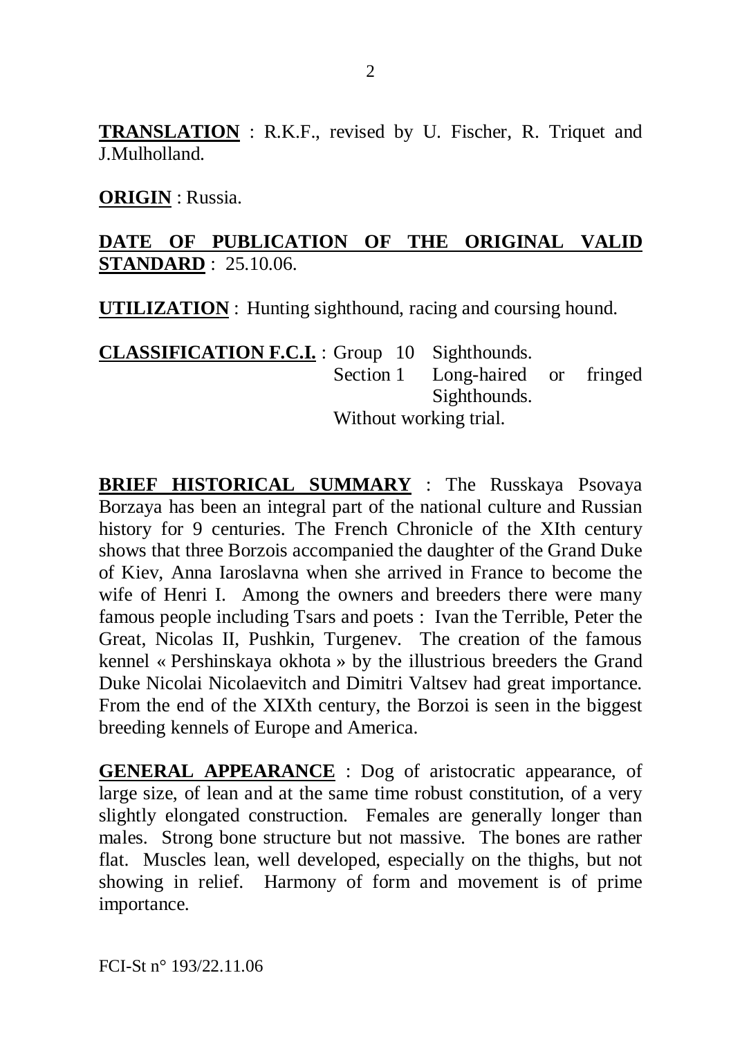**TRANSLATION** : R.K.F., revised by U. Fischer, R. Triquet and J.Mulholland.

**ORIGIN** : Russia.

**DATE OF PUBLICATION OF THE ORIGINAL VALID STANDARD** : 25.10.06.

**UTILIZATION** : Hunting sighthound, racing and coursing hound.

**CLASSIFICATION F.C.I.** : Group 10 Sighthounds.
Section 1 Long-haired or fringed Sighthounds.
Without working trial.

**BRIEF HISTORICAL SUMMARY** : The Russkaya Psovaya Borzaya has been an integral part of the national culture and Russian history for 9 centuries. The French Chronicle of the XIth century shows that three Borzois accompanied the daughter of the Grand Duke of Kiev, Anna Iaroslavna when she arrived in France to become the wife of Henri I. Among the owners and breeders there were many famous people including Tsars and poets : Ivan the Terrible, Peter the Great, Nicolas II, Pushkin, Turgenev. The creation of the famous kennel « Pershinskaya okhota » by the illustrious breeders the Grand Duke Nicolai Nicolaevitch and Dimitri Valtsev had great importance. From the end of the XIXth century, the Borzoi is seen in the biggest breeding kennels of Europe and America.

**GENERAL APPEARANCE** : Dog of aristocratic appearance, of large size, of lean and at the same time robust constitution, of a very slightly elongated construction. Females are generally longer than males. Strong bone structure but not massive. The bones are rather flat. Muscles lean, well developed, especially on the thighs, but not showing in relief. Harmony of form and movement is of prime importance.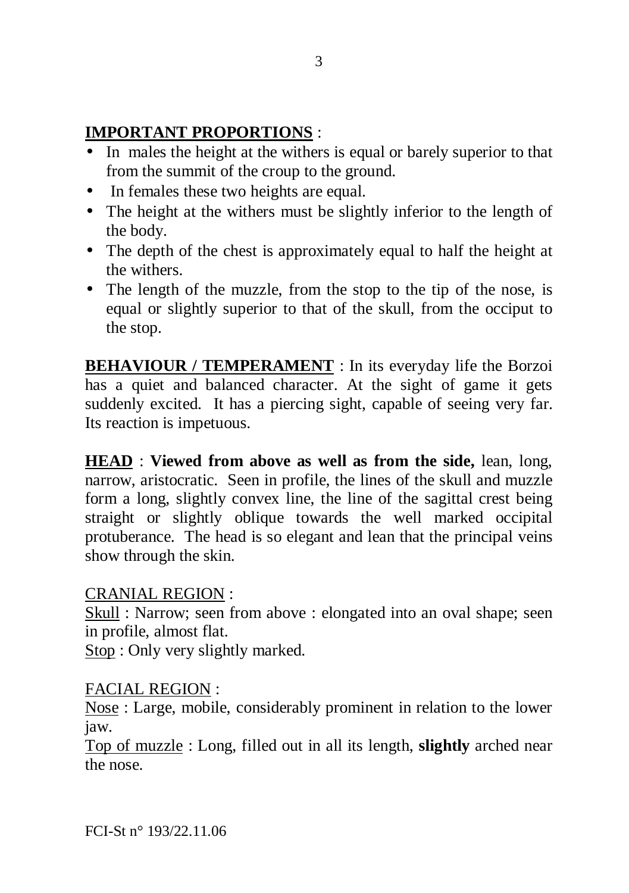**IMPORTANT PROPORTIONS** :

- In males the height at the withers is equal or barely superior to that from the summit of the croup to the ground.
- In females these two heights are equal.
- The height at the withers must be slightly inferior to the length of the body.
- The depth of the chest is approximately equal to half the height at the withers.
- The length of the muzzle, from the stop to the tip of the nose, is equal or slightly superior to that of the skull, from the occiput to the stop.

**BEHAVIOUR / TEMPERAMENT** : In its everyday life the Borzoi has a quiet and balanced character. At the sight of game it gets suddenly excited. It has a piercing sight, capable of seeing very far. Its reaction is impetuous.

**HEAD** : **Viewed from above as well as from the side,** lean, long, narrow, aristocratic. Seen in profile, the lines of the skull and muzzle form a long, slightly convex line, the line of the sagittal crest being straight or slightly oblique towards the well marked occipital protuberance. The head is so elegant and lean that the principal veins show through the skin.

CRANIAL REGION :

Skull : Narrow; seen from above : elongated into an oval shape; seen in profile, almost flat.

Stop : Only very slightly marked.

FACIAL REGION :

Nose : Large, mobile, considerably prominent in relation to the lower jaw.

Top of muzzle : Long, filled out in all its length, **slightly** arched near the nose.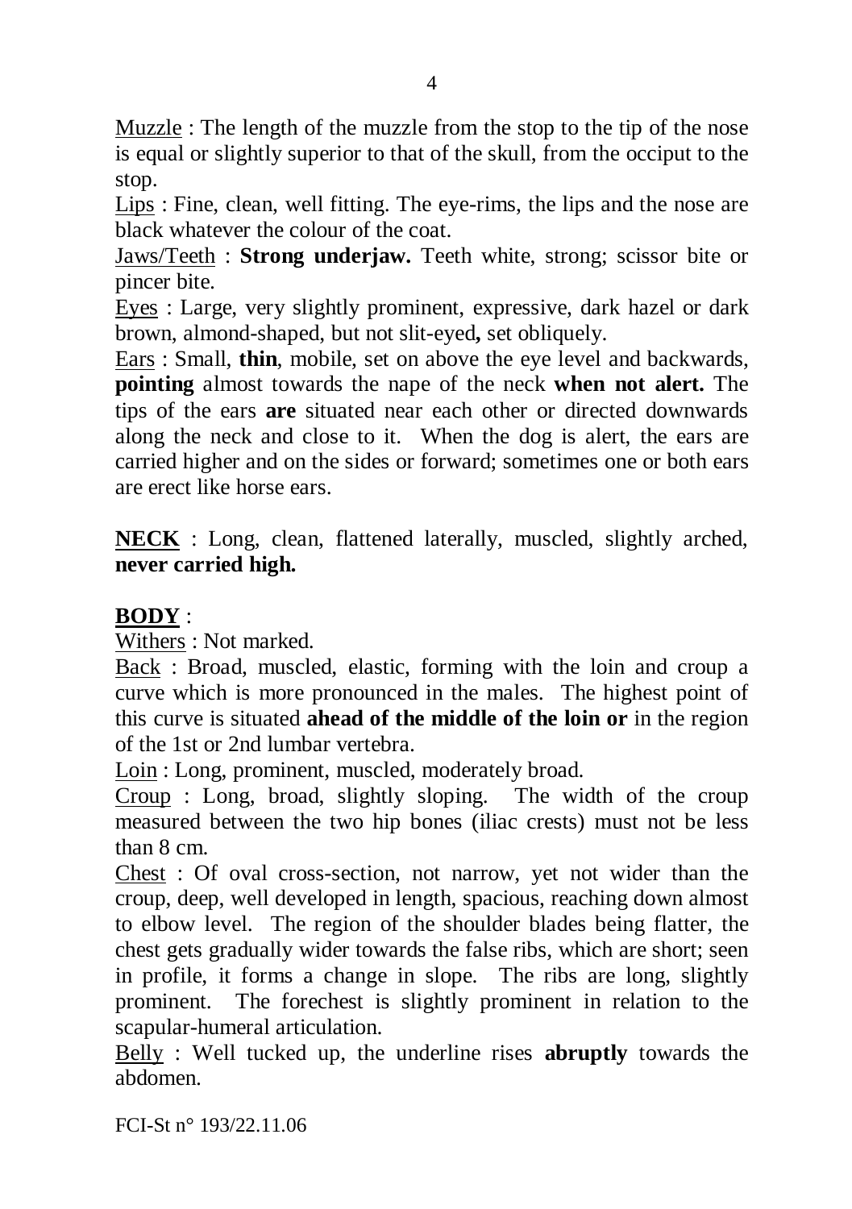<u>Muzzle</u> : The length of the muzzle from the stop to the tip of the nose is equal or slightly superior to that of the skull, from the occiput to the stop.

<u>Lips</u> : Fine, clean, well fitting. The eye-rims, the lips and the nose are black whatever the colour of the coat.

<u>Jaws/Teeth</u> : **Strong underjaw.** Teeth white, strong; scissor bite or pincer bite.

<u>Eyes</u> : Large, very slightly prominent, expressive, dark hazel or dark brown, almond-shaped, but not slit-eyed**,** set obliquely.

<u>Ears</u> : Small, **thin**, mobile, set on above the eye level and backwards, **pointing** almost towards the nape of the neck **when not alert.** The tips of the ears **are** situated near each other or directed downwards along the neck and close to it. When the dog is alert, the ears are carried higher and on the sides or forward; sometimes one or both ears are erect like horse ears.

**<u>NECK</u>** : Long, clean, flattened laterally, muscled, slightly arched, **never carried high.**

**<u>BODY</u>** :

<u>Withers</u> : Not marked.

<u>Back</u> : Broad, muscled, elastic, forming with the loin and croup a curve which is more pronounced in the males. The highest point of this curve is situated **ahead of the middle of the loin or** in the region of the 1st or 2nd lumbar vertebra.

<u>Loin</u> : Long, prominent, muscled, moderately broad.

<u>Croup</u> : Long, broad, slightly sloping. The width of the croup measured between the two hip bones (iliac crests) must not be less than 8 cm.

<u>Chest</u> : Of oval cross-section, not narrow, yet not wider than the croup, deep, well developed in length, spacious, reaching down almost to elbow level. The region of the shoulder blades being flatter, the chest gets gradually wider towards the false ribs, which are short; seen in profile, it forms a change in slope. The ribs are long, slightly prominent. The forechest is slightly prominent in relation to the scapular-humeral articulation.

<u>Belly</u> : Well tucked up, the underline rises **abruptly** towards the abdomen.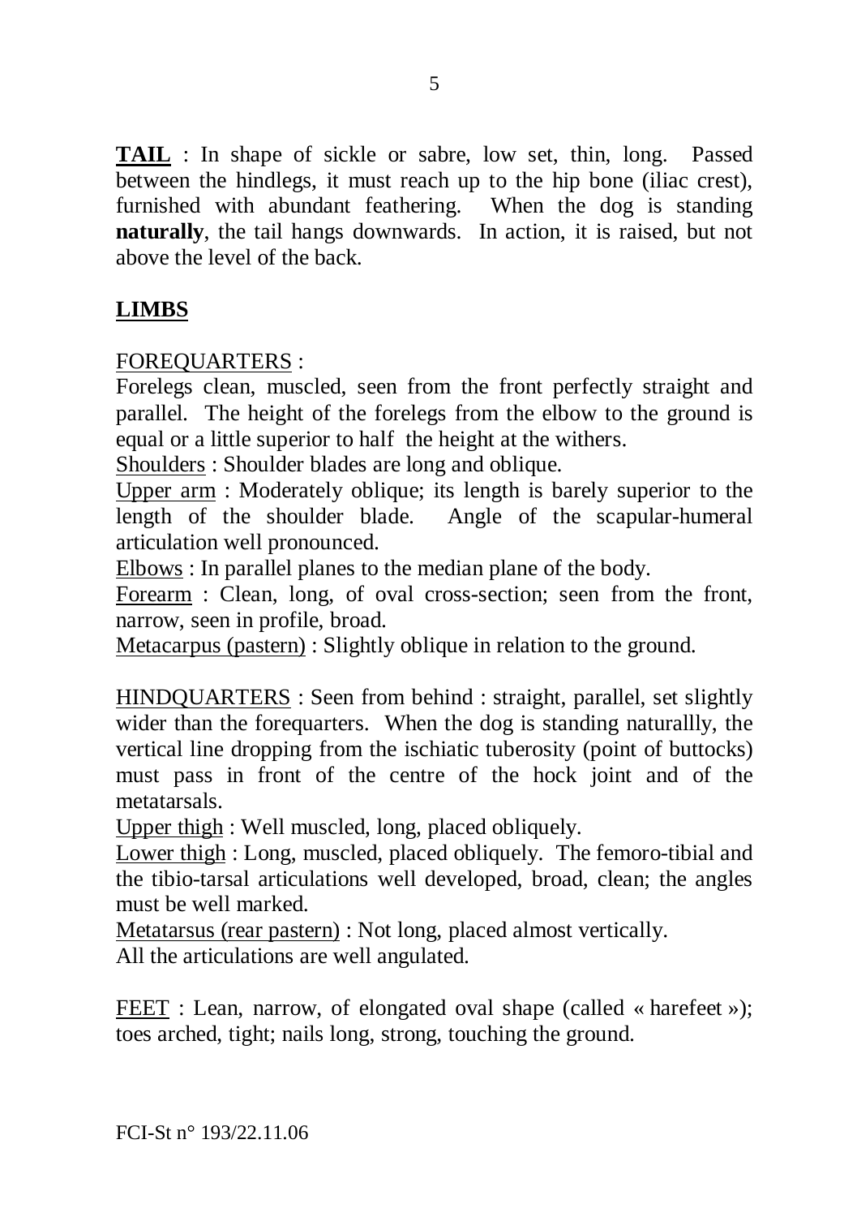**<u>TAIL</u>** : In shape of sickle or sabre, low set, thin, long. Passed between the hindlegs, it must reach up to the hip bone (iliac crest), furnished with abundant feathering. When the dog is standing **naturally**, the tail hangs downwards. In action, it is raised, but not above the level of the back.

## <u>LIMBS</u>

<u>FOREQUARTERS</u> :
Forelegs clean, muscled, seen from the front perfectly straight and parallel. The height of the forelegs from the elbow to the ground is equal or a little superior to half the height at the withers.
<u>Shoulders</u> : Shoulder blades are long and oblique.
<u>Upper arm</u> : Moderately oblique; its length is barely superior to the length of the shoulder blade. Angle of the scapular-humeral articulation well pronounced.
<u>Elbows</u> : In parallel planes to the median plane of the body.
<u>Forearm</u> : Clean, long, of oval cross-section; seen from the front, narrow, seen in profile, broad.
<u>Metacarpus (pastern)</u> : Slightly oblique in relation to the ground.

<u>HINDQUARTERS</u> : Seen from behind : straight, parallel, set slightly wider than the forequarters. When the dog is standing naturallly, the vertical line dropping from the ischiatic tuberosity (point of buttocks) must pass in front of the centre of the hock joint and of the metatarsals.
<u>Upper thigh</u> : Well muscled, long, placed obliquely.
<u>Lower thigh</u> : Long, muscled, placed obliquely. The femoro-tibial and the tibio-tarsal articulations well developed, broad, clean; the angles must be well marked.
<u>Metatarsus (rear pastern)</u> : Not long, placed almost vertically.
All the articulations are well angulated.

<u>FEET</u> : Lean, narrow, of elongated oval shape (called « harefeet »); toes arched, tight; nails long, strong, touching the ground.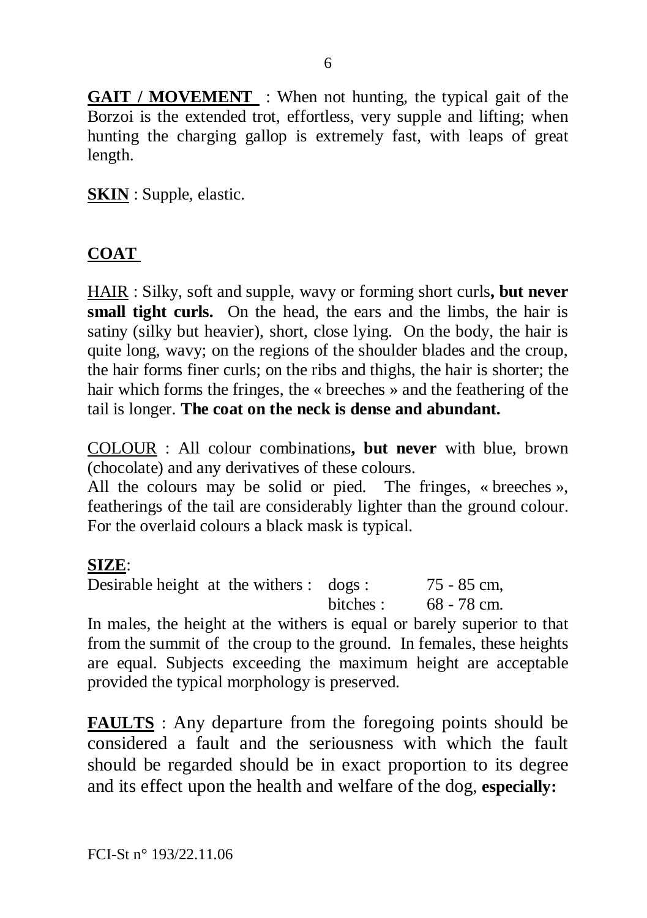**GAIT / MOVEMENT** : When not hunting, the typical gait of the Borzoi is the extended trot, effortless, very supple and lifting; when hunting the charging gallop is extremely fast, with leaps of great length.

**SKIN** : Supple, elastic.

## COAT

HAIR : Silky, soft and supple, wavy or forming short curls**, but never small tight curls.** On the head, the ears and the limbs, the hair is satiny (silky but heavier), short, close lying. On the body, the hair is quite long, wavy; on the regions of the shoulder blades and the croup, the hair forms finer curls; on the ribs and thighs, the hair is shorter; the hair which forms the fringes, the « breeches » and the feathering of the tail is longer. **The coat on the neck is dense and abundant.**

COLOUR : All colour combinations**, but never** with blue, brown (chocolate) and any derivatives of these colours.
All the colours may be solid or pied. The fringes, « breeches », featherings of the tail are considerably lighter than the ground colour. For the overlaid colours a black mask is typical.

**SIZE**:

| | | |
|---|---|---|
| Desirable height at the withers : | dogs : | 75 - 85 cm, |
| | bitches : | 68 - 78 cm. |

In males, the height at the withers is equal or barely superior to that from the summit of the croup to the ground. In females, these heights are equal. Subjects exceeding the maximum height are acceptable provided the typical morphology is preserved.

**FAULTS** : Any departure from the foregoing points should be considered a fault and the seriousness with which the fault should be regarded should be in exact proportion to its degree and its effect upon the health and welfare of the dog, **especially:**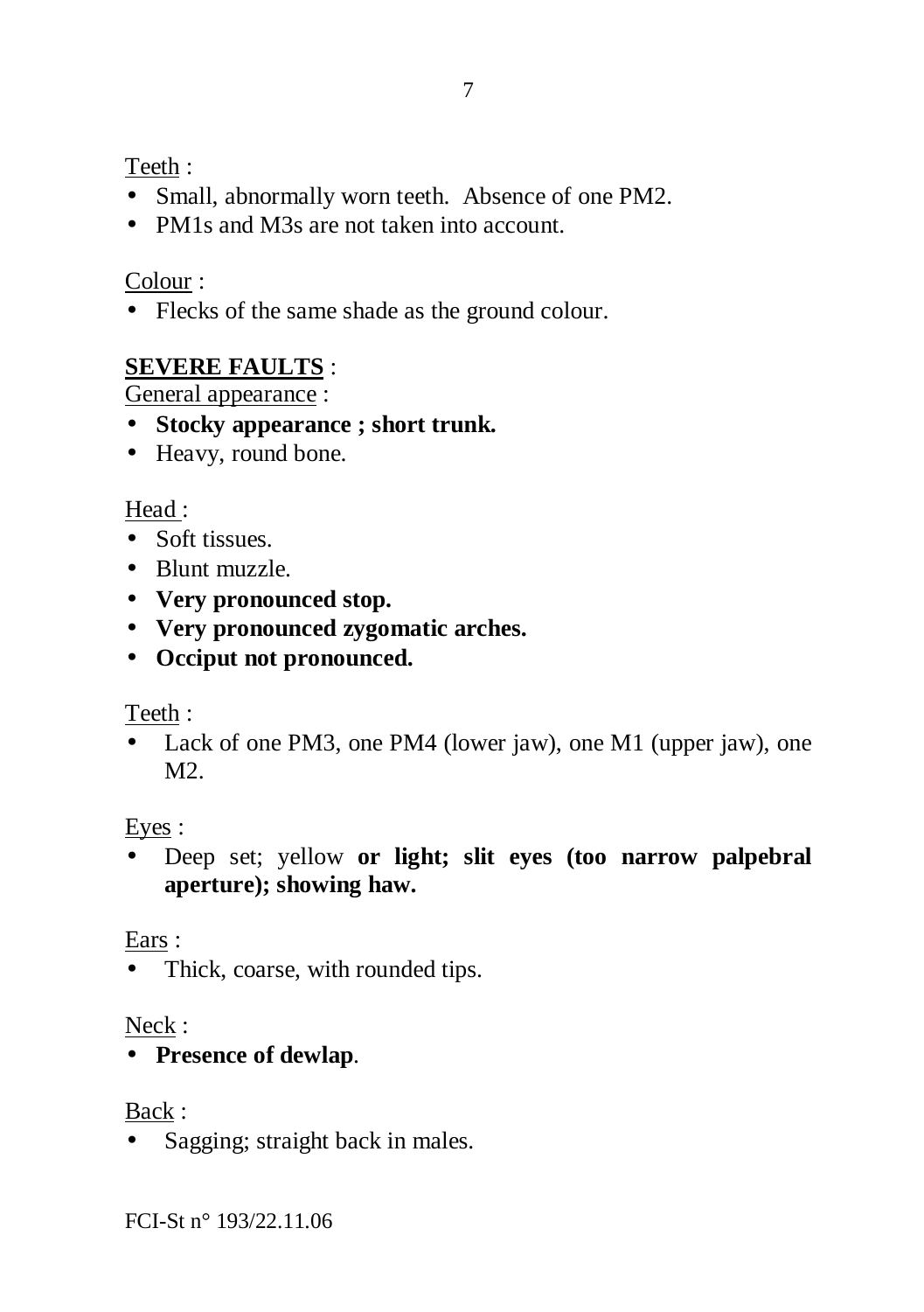Teeth :

- Small, abnormally worn teeth. Absence of one PM2.
- PM1s and M3s are not taken into account.

Colour :

- Flecks of the same shade as the ground colour.

**SEVERE FAULTS** :

General appearance :

- **Stocky appearance ; short trunk.**
- Heavy, round bone.

Head :

- Soft tissues.
- Blunt muzzle.
- **Very pronounced stop.**
- **Very pronounced zygomatic arches.**
- **Occiput not pronounced.**

Teeth :

- Lack of one PM3, one PM4 (lower jaw), one M1 (upper jaw), one M2.

Eyes :

- Deep set; yellow **or light; slit eyes (too narrow palpebral aperture); showing haw.**

Ears :

- Thick, coarse, with rounded tips.

Neck :

- **Presence of dewlap**.

Back :

- Sagging; straight back in males.

FCI-St n° 193/22.11.06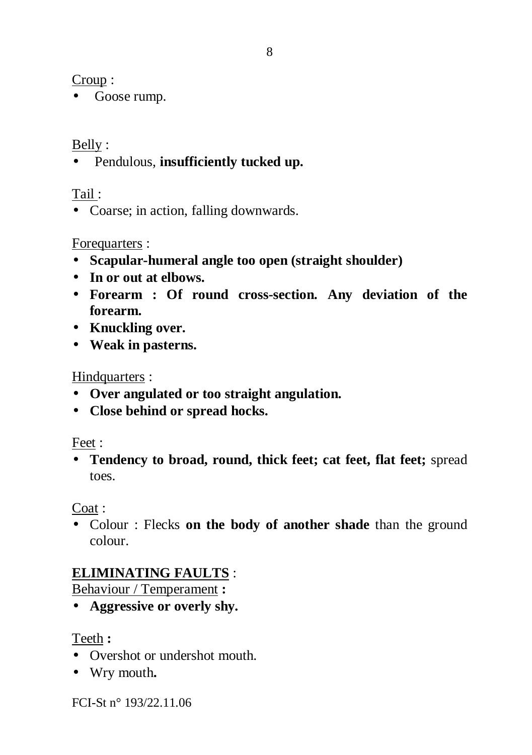Croup :

- Goose rump.

Belly :

- Pendulous, **insufficiently tucked up.**

Tail :

- Coarse; in action, falling downwards.

Forequarters :

- **Scapular-humeral angle too open (straight shoulder)**
- **In or out at elbows.**
- **Forearm : Of round cross-section. Any deviation of the forearm.**
- **Knuckling over.**
- **Weak in pasterns.**

Hindquarters :

- **Over angulated or too straight angulation.**
- **Close behind or spread hocks.**

Feet :

- **Tendency to broad, round, thick feet; cat feet, flat feet;** spread toes.

Coat :

- Colour : Flecks **on the body of another shade** than the ground colour.

**ELIMINATING FAULTS** :

Behaviour / Temperament **:**

- **Aggressive or overly shy.**

Teeth **:**

- Overshot or undershot mouth.
- Wry mouth**.**

FCI-St n° 193/22.11.06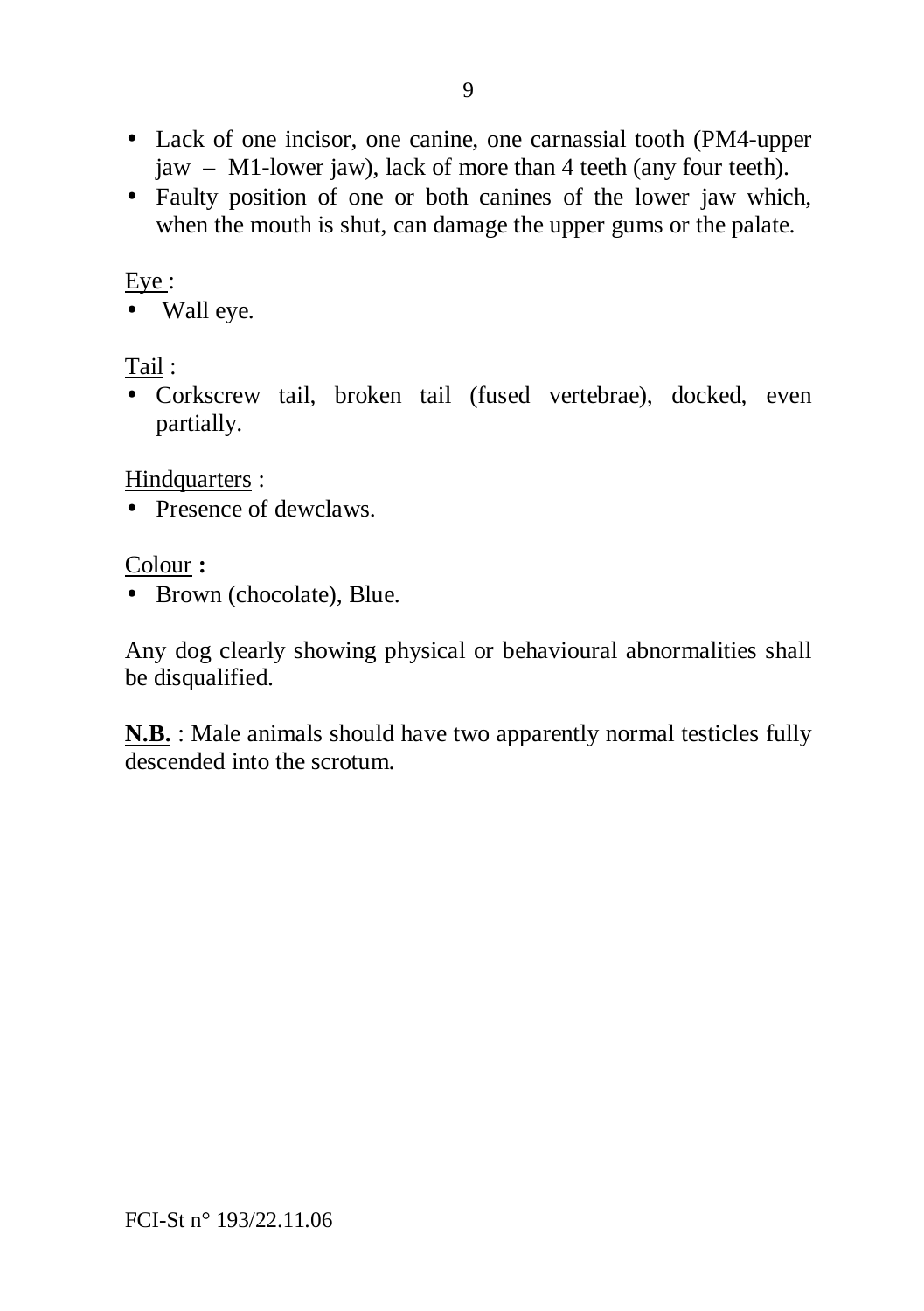- Lack of one incisor, one canine, one carnassial tooth (PM4-upper jaw – M1-lower jaw), lack of more than 4 teeth (any four teeth).
- Faulty position of one or both canines of the lower jaw which, when the mouth is shut, can damage the upper gums or the palate.

Eye :

- Wall eye.

Tail :

- Corkscrew tail, broken tail (fused vertebrae), docked, even partially.

Hindquarters :

- Presence of dewclaws.

Colour **:**

- Brown (chocolate), Blue.

Any dog clearly showing physical or behavioural abnormalities shall be disqualified.

**N.B.** : Male animals should have two apparently normal testicles fully descended into the scrotum.

FCI-St n° 193/22.11.06